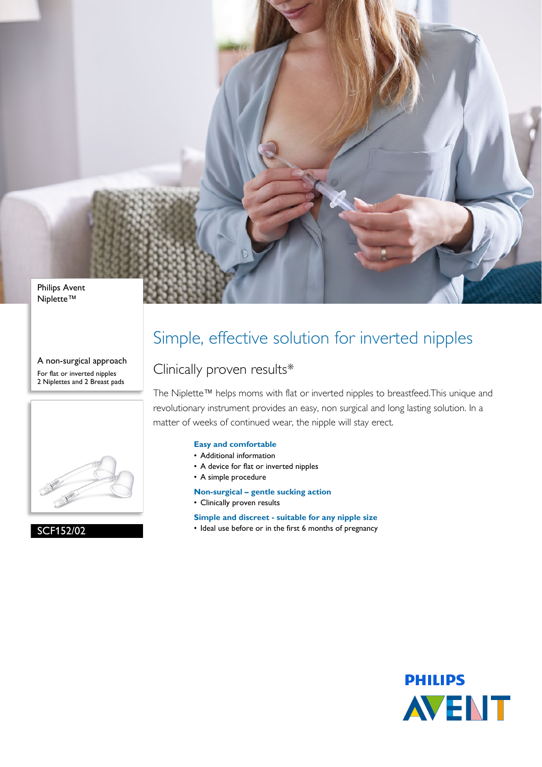Philips Avent
Niplette™

A non-surgical approach

For flat or inverted nipples
2 Niplettes and 2 Breast pads

SCF152/02

# Simple, effective solution for inverted nipples

## Clinically proven results*

The Niplette™ helps moms with flat or inverted nipples to breastfeed.This unique and revolutionary instrument provides an easy, non surgical and long lasting solution. In a matter of weeks of continued wear, the nipple will stay erect.

**Easy and comfortable**
- Additional information
- A device for flat or inverted nipples
- A simple procedure

**Non-surgical – gentle sucking action**
- Clinically proven results

**Simple and discreet - suitable for any nipple size**
- Ideal use before or in the first 6 months of pregnancy

PHILIPS
AVENT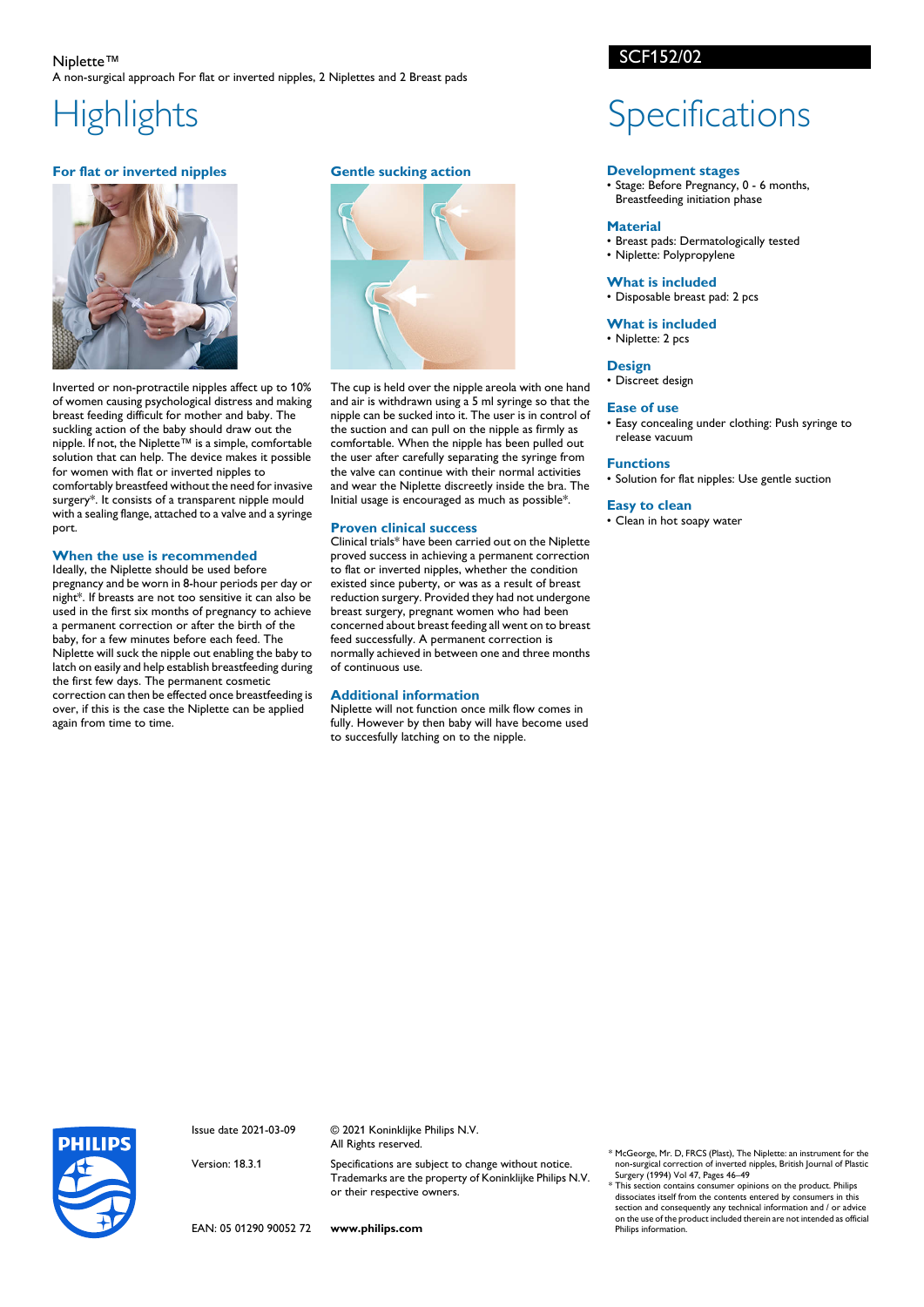Niplette™

A non-surgical approach For flat or inverted nipples, 2 Niplettes and 2 Breast pads

SCF152/02

# Highlights

### For flat or inverted nipples

Inverted or non-protractile nipples affect up to 10% of women causing psychological distress and making breast feeding difficult for mother and baby. The suckling action of the baby should draw out the nipple. If not, the Niplette™ is a simple, comfortable solution that can help. The device makes it possible for women with flat or inverted nipples to comfortably breastfeed without the need for invasive surgery*. It consists of a transparent nipple mould with a sealing flange, attached to a valve and a syringe port.

### When the use is recommended

Ideally, the Niplette should be used before pregnancy and be worn in 8-hour periods per day or night*. If breasts are not too sensitive it can also be used in the first six months of pregnancy to achieve a permanent correction or after the birth of the baby, for a few minutes before each feed. The Niplette will suck the nipple out enabling the baby to latch on easily and help establish breastfeeding during the first few days. The permanent cosmetic correction can then be effected once breastfeeding is over, if this is the case the Niplette can be applied again from time to time.

### Gentle sucking action

The cup is held over the nipple areola with one hand and air is withdrawn using a 5 ml syringe so that the nipple can be sucked into it. The user is in control of the suction and can pull on the nipple as firmly as comfortable. When the nipple has been pulled out the user after carefully separating the syringe from the valve can continue with their normal activities and wear the Niplette discreetly inside the bra. The Initial usage is encouraged as much as possible*.

### Proven clinical success

Clinical trials* have been carried out on the Niplette proved success in achieving a permanent correction to flat or inverted nipples, whether the condition existed since puberty, or was as a result of breast reduction surgery. Provided they had not undergone breast surgery, pregnant women who had been concerned about breast feeding all went on to breast feed successfully. A permanent correction is normally achieved in between one and three months of continuous use.

### Additional information

Niplette will not function once milk flow comes in fully. However by then baby will have become used to succesfully latching on to the nipple.

# Specifications

### Development stages

- Stage: Before Pregnancy, 0 - 6 months, Breastfeeding initiation phase

### Material

- Breast pads: Dermatologically tested
- Niplette: Polypropylene

### What is included

- Disposable breast pad: 2 pcs

### What is included

- Niplette: 2 pcs

### Design

- Discreet design

### Ease of use

- Easy concealing under clothing: Push syringe to release vacuum

### Functions

- Solution for flat nipples: Use gentle suction

### Easy to clean

- Clean in hot soapy water

Issue date 2021-03-09

Version: 18.3.1

EAN: 05 01290 90052 72

© 2021 Koninklijke Philips N.V.
All Rights reserved.

Specifications are subject to change without notice. Trademarks are the property of Koninklijke Philips N.V. or their respective owners.

**www.philips.com**

\* McGeorge, Mr. D, FRCS (Plast), The Niplette: an instrument for the non-surgical correction of inverted nipples, British Journal of Plastic Surgery (1994) Vol 47, Pages 46–49

\* This section contains consumer opinions on the product. Philips dissociates itself from the contents entered by consumers in this section and consequently any technical information and / or advice on the use of the product included therein are not intended as official Philips information.